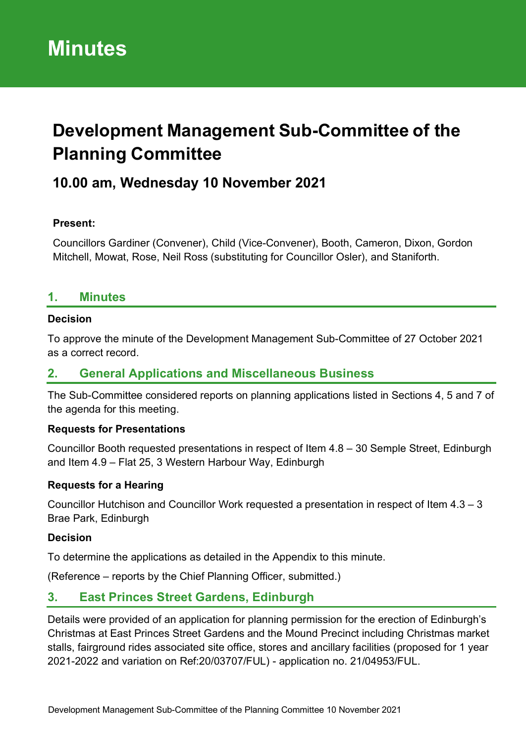# Minutes

## Development Management Sub-Committee of the Planning Committee

### 10.00 am, Wednesday 10 November 2021

**Present:**

Councillors Gardiner (Convener), Child (Vice-Convener), Booth, Cameron, Dixon, Gordon Mitchell, Mowat, Rose, Neil Ross (substituting for Councillor Osler), and Staniforth.

## 1. Minutes

**Decision**

To approve the minute of the Development Management Sub-Committee of 27 October 2021 as a correct record.

## 2. General Applications and Miscellaneous Business

The Sub-Committee considered reports on planning applications listed in Sections 4, 5 and 7 of the agenda for this meeting.

**Requests for Presentations**

Councillor Booth requested presentations in respect of Item 4.8 – 30 Semple Street, Edinburgh and Item 4.9 – Flat 25, 3 Western Harbour Way, Edinburgh

**Requests for a Hearing**

Councillor Hutchison and Councillor Work requested a presentation in respect of Item 4.3 – 3 Brae Park, Edinburgh

**Decision**

To determine the applications as detailed in the Appendix to this minute.

(Reference – reports by the Chief Planning Officer, submitted.)

## 3. East Princes Street Gardens, Edinburgh

Details were provided of an application for planning permission for the erection of Edinburgh's Christmas at East Princes Street Gardens and the Mound Precinct including Christmas market stalls, fairground rides associated site office, stores and ancillary facilities (proposed for 1 year 2021-2022 and variation on Ref:20/03707/FUL) - application no. 21/04953/FUL.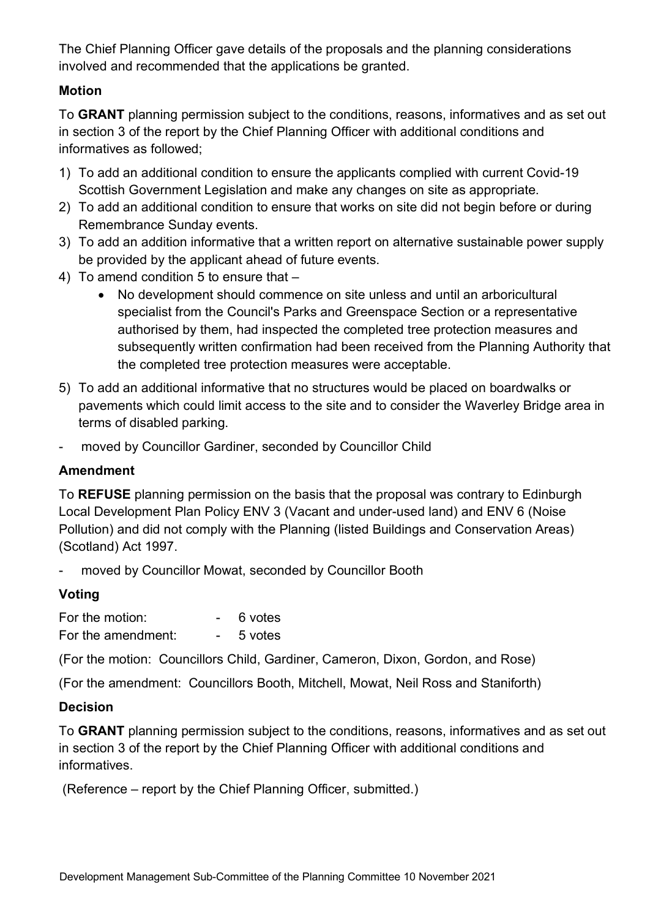The Chief Planning Officer gave details of the proposals and the planning considerations involved and recommended that the applications be granted.

**Motion**

To **GRANT** planning permission subject to the conditions, reasons, informatives and as set out in section 3 of the report by the Chief Planning Officer with additional conditions and informatives as followed;

1) To add an additional condition to ensure the applicants complied with current Covid-19 Scottish Government Legislation and make any changes on site as appropriate.
2) To add an additional condition to ensure that works on site did not begin before or during Remembrance Sunday events.
3) To add an addition informative that a written report on alternative sustainable power supply be provided by the applicant ahead of future events.
4) To amend condition 5 to ensure that –
   - No development should commence on site unless and until an arboricultural specialist from the Council's Parks and Greenspace Section or a representative authorised by them, had inspected the completed tree protection measures and subsequently written confirmation had been received from the Planning Authority that the completed tree protection measures were acceptable.
5) To add an additional informative that no structures would be placed on boardwalks or pavements which could limit access to the site and to consider the Waverley Bridge area in terms of disabled parking.

- moved by Councillor Gardiner, seconded by Councillor Child

**Amendment**

To **REFUSE** planning permission on the basis that the proposal was contrary to Edinburgh Local Development Plan Policy ENV 3 (Vacant and under-used land) and ENV 6 (Noise Pollution) and did not comply with the Planning (listed Buildings and Conservation Areas) (Scotland) Act 1997.

- moved by Councillor Mowat, seconded by Councillor Booth

**Voting**

For the motion: - 6 votes
For the amendment: - 5 votes

(For the motion: Councillors Child, Gardiner, Cameron, Dixon, Gordon, and Rose)

(For the amendment: Councillors Booth, Mitchell, Mowat, Neil Ross and Staniforth)

**Decision**

To **GRANT** planning permission subject to the conditions, reasons, informatives and as set out in section 3 of the report by the Chief Planning Officer with additional conditions and informatives.

(Reference – report by the Chief Planning Officer, submitted.)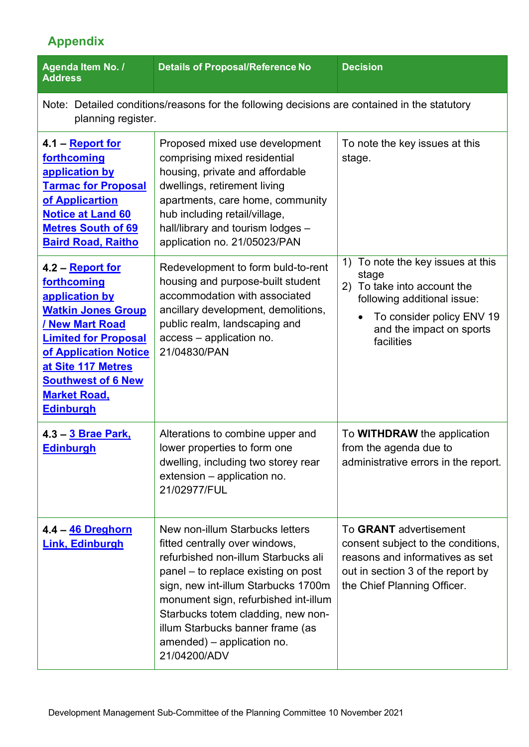## Appendix

| Agenda Item No. / Address | Details of Proposal/Reference No | Decision |
|---|---|---|
| Note: Detailed conditions/reasons for the following decisions are contained in the statutory planning register. | | |
| **4.1 –** Report for forthcoming application by Tarmac for Proposal of Applicartion Notice at Land 60 Metres South of 69 Baird Road, Raitho | Proposed mixed use development comprising mixed residential housing, private and affordable dwellings, retirement living apartments, care home, community hub including retail/village, hall/library and tourism lodges – application no. 21/05023/PAN | To note the key issues at this stage. |
| **4.2 –** Report for forthcoming application by Watkin Jones Group / New Mart Road Limited for Proposal of Application Notice at Site 117 Metres Southwest of 6 New Market Road, Edinburgh | Redevelopment to form buld-to-rent housing and purpose-built student accommodation with associated ancillary development, demolitions, public realm, landscaping and access – application no. 21/04830/PAN | 1) To note the key issues at this stage<br>2) To take into account the following additional issue:<br>• To consider policy ENV 19 and the impact on sports facilities |
| **4.3 –** 3 Brae Park, Edinburgh | Alterations to combine upper and lower properties to form one dwelling, including two storey rear extension – application no. 21/02977/FUL | To **WITHDRAW** the application from the agenda due to administrative errors in the report. |
| **4.4 –** 46 Dreghorn Link, Edinburgh | New non-illum Starbucks letters fitted centrally over windows, refurbished non-illum Starbucks ali panel – to replace existing on post sign, new int-illum Starbucks 1700m monument sign, refurbished int-illum Starbucks totem cladding, new non-illum Starbucks banner frame (as amended) – application no. 21/04200/ADV | To **GRANT** advertisement consent subject to the conditions, reasons and informatives as set out in section 3 of the report by the Chief Planning Officer. |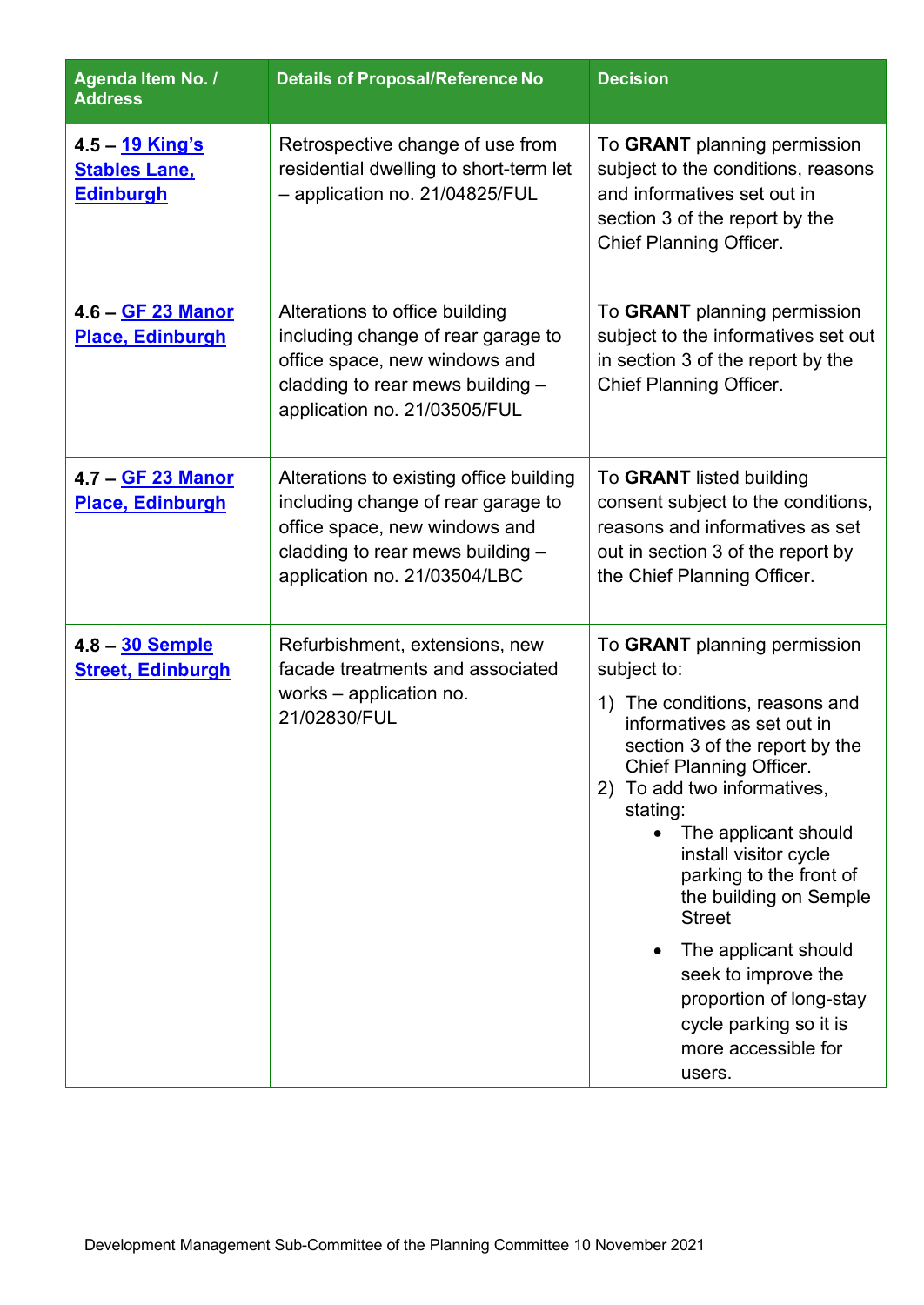| Agenda Item No. / Address | Details of Proposal/Reference No | Decision |
|---|---|---|
| **4.5 – 19 King's Stables Lane, Edinburgh** | Retrospective change of use from residential dwelling to short-term let – application no. 21/04825/FUL | To **GRANT** planning permission subject to the conditions, reasons and informatives set out in section 3 of the report by the Chief Planning Officer. |
| **4.6 – GF 23 Manor Place, Edinburgh** | Alterations to office building including change of rear garage to office space, new windows and cladding to rear mews building – application no. 21/03505/FUL | To **GRANT** planning permission subject to the informatives set out in section 3 of the report by the Chief Planning Officer. |
| **4.7 – GF 23 Manor Place, Edinburgh** | Alterations to existing office building including change of rear garage to office space, new windows and cladding to rear mews building – application no. 21/03504/LBC | To **GRANT** listed building consent subject to the conditions, reasons and informatives as set out in section 3 of the report by the Chief Planning Officer. |
| **4.8 – 30 Semple Street, Edinburgh** | Refurbishment, extensions, new facade treatments and associated works – application no. 21/02830/FUL | To **GRANT** planning permission subject to:<br>1) The conditions, reasons and informatives as set out in section 3 of the report by the Chief Planning Officer.<br>2) To add two informatives, stating:<br>• The applicant should install visitor cycle parking to the front of the building on Semple Street<br>• The applicant should seek to improve the proportion of long-stay cycle parking so it is more accessible for users. |

Development Management Sub-Committee of the Planning Committee 10 November 2021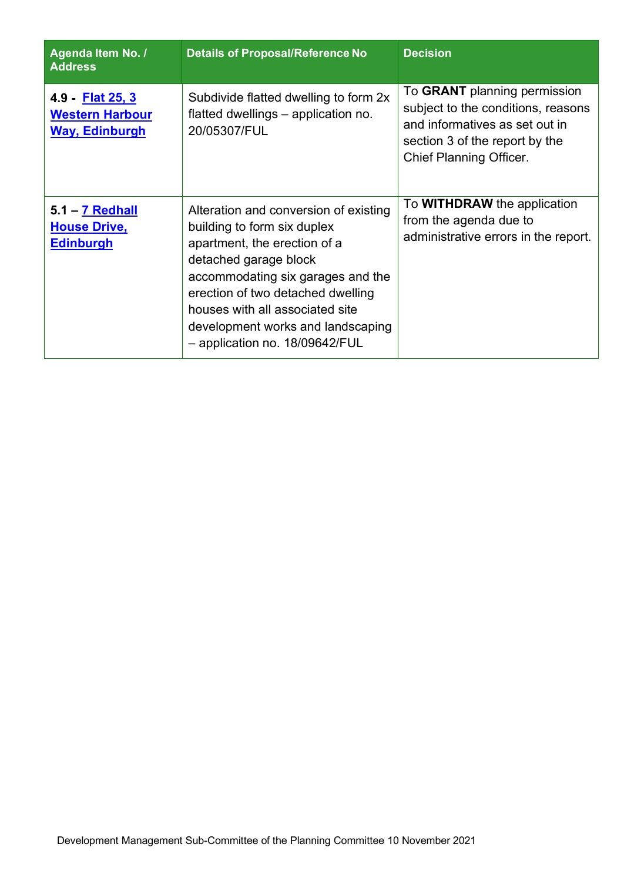| Agenda Item No. / Address | Details of Proposal/Reference No | Decision |
|---|---|---|
| **4.9 - Flat 25, 3 Western Harbour Way, Edinburgh** | Subdivide flatted dwelling to form 2x flatted dwellings – application no. 20/05307/FUL | To **GRANT** planning permission subject to the conditions, reasons and informatives as set out in section 3 of the report by the Chief Planning Officer. |
| **5.1 – 7 Redhall House Drive, Edinburgh** | Alteration and conversion of existing building to form six duplex apartment, the erection of a detached garage block accommodating six garages and the erection of two detached dwelling houses with all associated site development works and landscaping – application no. 18/09642/FUL | To **WITHDRAW** the application from the agenda due to administrative errors in the report. |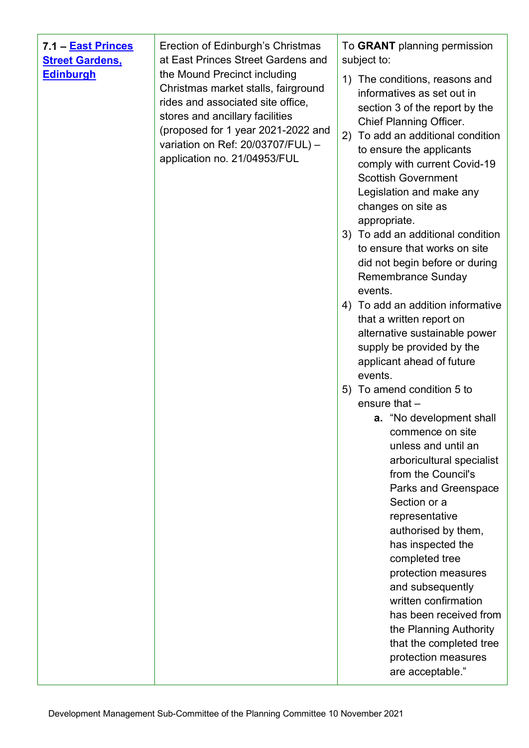| | | |
|---|---|---|
| **7.1 – East Princes Street Gardens, Edinburgh** | Erection of Edinburgh's Christmas at East Princes Street Gardens and the Mound Precinct including Christmas market stalls, fairground rides and associated site office, stores and ancillary facilities (proposed for 1 year 2021-2022 and variation on Ref: 20/03707/FUL) – application no. 21/04953/FUL | To **GRANT** planning permission subject to:<br>1) The conditions, reasons and informatives as set out in section 3 of the report by the Chief Planning Officer.<br>2) To add an additional condition to ensure the applicants comply with current Covid-19 Scottish Government Legislation and make any changes on site as appropriate.<br>3) To add an additional condition to ensure that works on site did not begin before or during Remembrance Sunday events.<br>4) To add an addition informative that a written report on alternative sustainable power supply be provided by the applicant ahead of future events.<br>5) To amend condition 5 to ensure that –<br>**a.** "No development shall commence on site unless and until an arboricultural specialist from the Council's Parks and Greenspace Section or a representative authorised by them, has inspected the completed tree protection measures and subsequently written confirmation has been received from the Planning Authority that the completed tree protection measures are acceptable." |

Development Management Sub-Committee of the Planning Committee 10 November 2021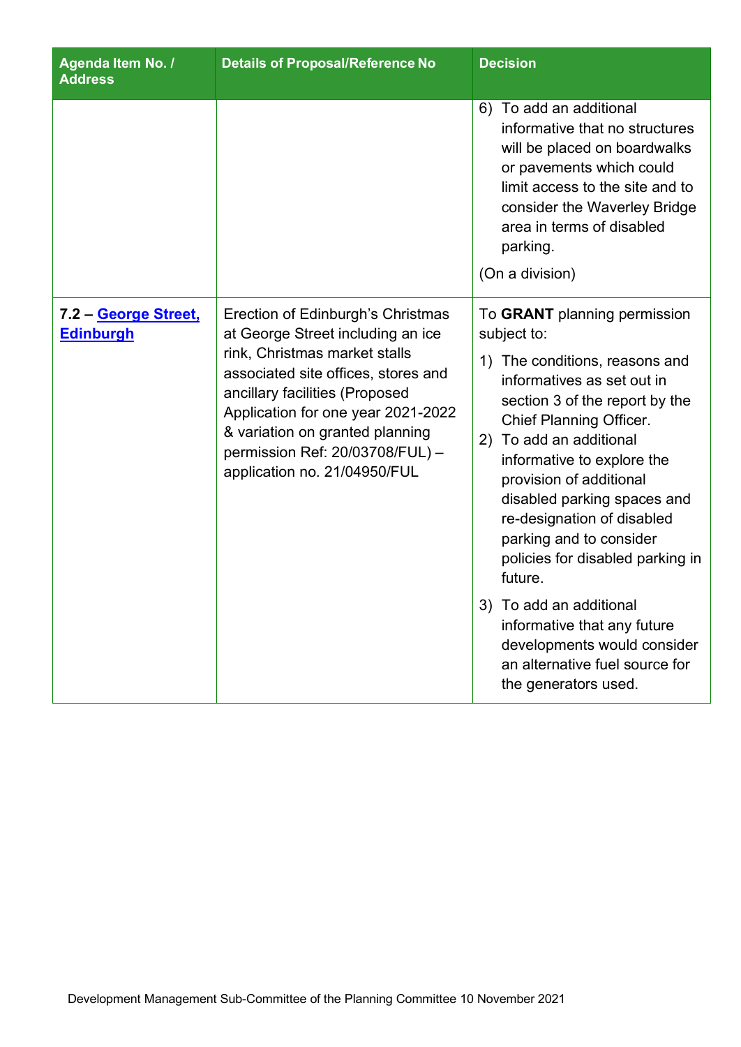| Agenda Item No. / Address | Details of Proposal/Reference No | Decision |
|---|---|---|
| | | 6) To add an additional informative that no structures will be placed on boardwalks or pavements which could limit access to the site and to consider the Waverley Bridge area in terms of disabled parking.<br><br>(On a division) |
| **7.2 – George Street, Edinburgh** | Erection of Edinburgh's Christmas at George Street including an ice rink, Christmas market stalls associated site offices, stores and ancillary facilities (Proposed Application for one year 2021-2022 & variation on granted planning permission Ref: 20/03708/FUL) – application no. 21/04950/FUL | To **GRANT** planning permission subject to:<br><br>1) The conditions, reasons and informatives as set out in section 3 of the report by the Chief Planning Officer.<br>2) To add an additional informative to explore the provision of additional disabled parking spaces and re-designation of disabled parking and to consider policies for disabled parking in future.<br>3) To add an additional informative that any future developments would consider an alternative fuel source for the generators used. |

Development Management Sub-Committee of the Planning Committee 10 November 2021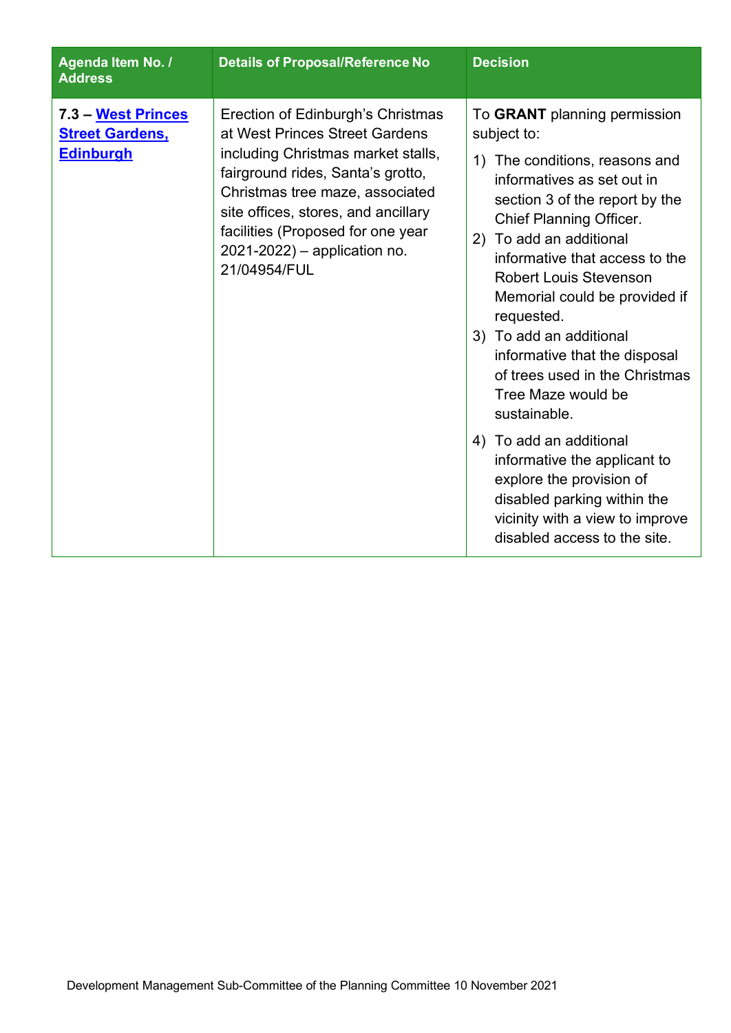| Agenda Item No. / Address | Details of Proposal/Reference No | Decision |
|---|---|---|
| **7.3 – West Princes Street Gardens, Edinburgh** | Erection of Edinburgh's Christmas at West Princes Street Gardens including Christmas market stalls, fairground rides, Santa's grotto, Christmas tree maze, associated site offices, stores, and ancillary facilities (Proposed for one year 2021-2022) – application no. 21/04954/FUL | To **GRANT** planning permission subject to:<br>1) The conditions, reasons and informatives as set out in section 3 of the report by the Chief Planning Officer.<br>2) To add an additional informative that access to the Robert Louis Stevenson Memorial could be provided if requested.<br>3) To add an additional informative that the disposal of trees used in the Christmas Tree Maze would be sustainable.<br>4) To add an additional informative the applicant to explore the provision of disabled parking within the vicinity with a view to improve disabled access to the site. |

Development Management Sub-Committee of the Planning Committee 10 November 2021